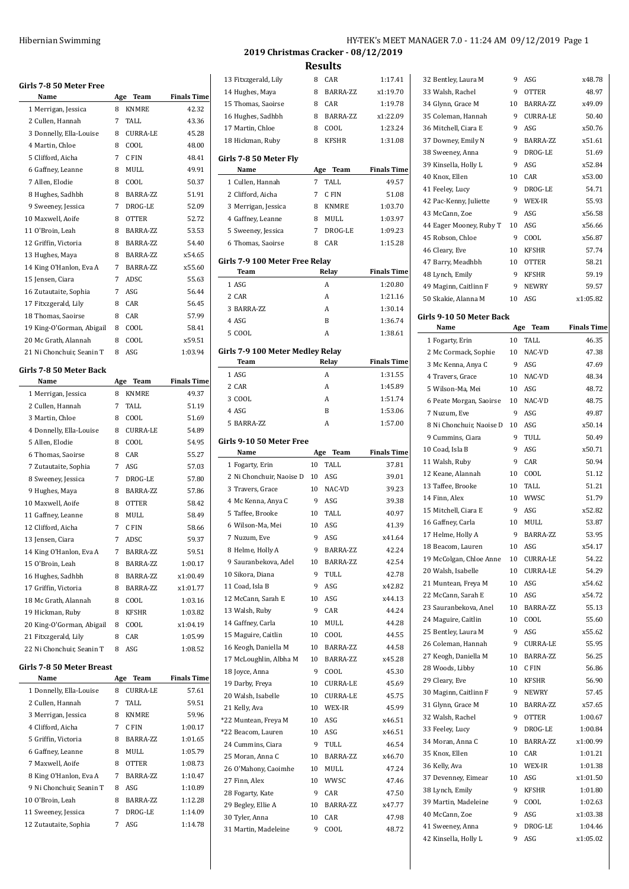# 2019 Christmas Cracker - 08/12/2019

## Results

### Girls 7-8 50 Meter Free

| Name | Age | Team | Finals Time |
|---|---|---|---|
| 1 Merrigan, Jessica | 8 | KNMRE | 42.32 |
| 2 Cullen, Hannah | 7 | TALL | 43.36 |
| 3 Donnelly, Ella-Louise | 8 | CURRA-LE | 45.28 |
| 4 Martin, Chloe | 8 | COOL | 48.00 |
| 5 Clifford, Aicha | 7 | C FIN | 48.41 |
| 6 Gaffney, Leanne | 8 | MULL | 49.91 |
| 7 Allen, Elodie | 8 | COOL | 50.37 |
| 8 Hughes, Sadhbh | 8 | BARRA-ZZ | 51.91 |
| 9 Sweeney, Jessica | 7 | DROG-LE | 52.09 |
| 10 Maxwell, Aoife | 8 | OTTER | 52.72 |
| 11 O'Broin, Leah | 8 | BARRA-ZZ | 53.53 |
| 12 Griffin, Victoria | 8 | BARRA-ZZ | 54.40 |
| 13 Hughes, Maya | 8 | BARRA-ZZ | x54.65 |
| 14 King O'Hanlon, Eva A | 7 | BARRA-ZZ | x55.60 |
| 15 Jensen, Ciara | 7 | ADSC | 55.63 |
| 16 Zutautaite, Sophia | 7 | ASG | 56.44 |
| 17 Fitzxgerald, Lily | 8 | CAR | 56.45 |
| 18 Thomas, Saoirse | 8 | CAR | 57.99 |
| 19 King-O'Gorman, Abigail | 8 | COOL | 58.41 |
| 20 Mc Grath, Alannah | 8 | COOL | x59.51 |
| 21 Ni Chonchuir, Seanin T | 8 | ASG | 1:03.94 |

### Girls 7-8 50 Meter Back

| Name | Age | Team | Finals Time |
|---|---|---|---|
| 1 Merrigan, Jessica | 8 | KNMRE | 49.37 |
| 2 Cullen, Hannah | 7 | TALL | 51.19 |
| 3 Martin, Chloe | 8 | COOL | 51.69 |
| 4 Donnelly, Ella-Louise | 8 | CURRA-LE | 54.89 |
| 5 Allen, Elodie | 8 | COOL | 54.95 |
| 6 Thomas, Saoirse | 8 | CAR | 55.27 |
| 7 Zutautaite, Sophia | 7 | ASG | 57.03 |
| 8 Sweeney, Jessica | 7 | DROG-LE | 57.80 |
| 9 Hughes, Maya | 8 | BARRA-ZZ | 57.86 |
| 10 Maxwell, Aoife | 8 | OTTER | 58.42 |
| 11 Gaffney, Leanne | 8 | MULL | 58.49 |
| 12 Clifford, Aicha | 7 | C FIN | 58.66 |
| 13 Jensen, Ciara | 7 | ADSC | 59.37 |
| 14 King O'Hanlon, Eva A | 7 | BARRA-ZZ | 59.51 |
| 15 O'Broin, Leah | 8 | BARRA-ZZ | 1:00.17 |
| 16 Hughes, Sadhbh | 8 | BARRA-ZZ | x1:00.49 |
| 17 Griffin, Victoria | 8 | BARRA-ZZ | x1:01.77 |
| 18 Mc Grath, Alannah | 8 | COOL | 1:03.16 |
| 19 Hickman, Ruby | 8 | KFSHR | 1:03.82 |
| 20 King-O'Gorman, Abigail | 8 | COOL | x1:04.19 |
| 21 Fitzxgerald, Lily | 8 | CAR | 1:05.99 |
| 22 Ni Chonchuir, Seanin T | 8 | ASG | 1:08.52 |

### Girls 7-8 50 Meter Breast

| Name | Age | Team | Finals Time |
|---|---|---|---|
| 1 Donnelly, Ella-Louise | 8 | CURRA-LE | 57.61 |
| 2 Cullen, Hannah | 7 | TALL | 59.51 |
| 3 Merrigan, Jessica | 8 | KNMRE | 59.96 |
| 4 Clifford, Aicha | 7 | C FIN | 1:00.17 |
| 5 Griffin, Victoria | 8 | BARRA-ZZ | 1:01.65 |
| 6 Gaffney, Leanne | 8 | MULL | 1:05.79 |
| 7 Maxwell, Aoife | 8 | OTTER | 1:08.73 |
| 8 King O'Hanlon, Eva A | 7 | BARRA-ZZ | 1:10.47 |
| 9 Ni Chonchuir, Seanin T | 8 | ASG | 1:10.89 |
| 10 O'Broin, Leah | 8 | BARRA-ZZ | 1:12.28 |
| 11 Sweeney, Jessica | 7 | DROG-LE | 1:14.09 |
| 12 Zutautaite, Sophia | 7 | ASG | 1:14.78 |
| 13 Fitzxgerald, Lily | 8 | CAR | 1:17.41 |
| 14 Hughes, Maya | 8 | BARRA-ZZ | x1:19.70 |
| 15 Thomas, Saoirse | 8 | CAR | 1:19.78 |
| 16 Hughes, Sadhbh | 8 | BARRA-ZZ | x1:22.09 |
| 17 Martin, Chloe | 8 | COOL | 1:23.24 |
| 18 Hickman, Ruby | 8 | KFSHR | 1:31.08 |

### Girls 7-8 50 Meter Fly

| Name | Age | Team | Finals Time |
|---|---|---|---|
| 1 Cullen, Hannah | 7 | TALL | 49.57 |
| 2 Clifford, Aicha | 7 | C FIN | 51.08 |
| 3 Merrigan, Jessica | 8 | KNMRE | 1:03.70 |
| 4 Gaffney, Leanne | 8 | MULL | 1:03.97 |
| 5 Sweeney, Jessica | 7 | DROG-LE | 1:09.23 |
| 6 Thomas, Saoirse | 8 | CAR | 1:15.28 |

### Girls 7-9 100 Meter Free Relay

| Team | Relay | Finals Time |
|---|---|---|
| 1 ASG | A | 1:20.80 |
| 2 CAR | A | 1:21.16 |
| 3 BARRA-ZZ | A | 1:30.14 |
| 4 ASG | B | 1:36.74 |
| 5 COOL | A | 1:38.61 |

### Girls 7-9 100 Meter Medley Relay

| Team | Relay | Finals Time |
|---|---|---|
| 1 ASG | A | 1:31.55 |
| 2 CAR | A | 1:45.89 |
| 3 COOL | A | 1:51.74 |
| 4 ASG | B | 1:53.06 |
| 5 BARRA-ZZ | A | 1:57.00 |

### Girls 9-10 50 Meter Free

| Name | Age | Team | Finals Time |
|---|---|---|---|
| 1 Fogarty, Erin | 10 | TALL | 37.81 |
| 2 Ni Chonchuir, Naoise D | 10 | ASG | 39.01 |
| 3 Travers, Grace | 10 | NAC-VD | 39.23 |
| 4 Mc Kenna, Anya C | 9 | ASG | 39.38 |
| 5 Taffee, Brooke | 10 | TALL | 40.97 |
| 6 Wilson-Ma, Mei | 10 | ASG | 41.39 |
| 7 Nuzum, Eve | 9 | ASG | x41.64 |
| 8 Helme, Holly A | 9 | BARRA-ZZ | 42.24 |
| 9 Sauranbekova, Adel | 10 | BARRA-ZZ | 42.54 |
| 10 Sikora, Diana | 9 | TULL | 42.78 |
| 11 Coad, Isla B | 9 | ASG | x42.82 |
| 12 McCann, Sarah E | 10 | ASG | x44.13 |
| 13 Walsh, Ruby | 9 | CAR | 44.24 |
| 14 Gaffney, Carla | 10 | MULL | 44.28 |
| 15 Maguire, Caitlin | 10 | COOL | 44.55 |
| 16 Keogh, Daniella M | 10 | BARRA-ZZ | 44.58 |
| 17 McLoughlin, Albha M | 10 | BARRA-ZZ | x45.28 |
| 18 Joyce, Anna | 9 | COOL | 45.30 |
| 19 Darby, Freya | 10 | CURRA-LE | 45.69 |
| 20 Walsh, Isabelle | 10 | CURRA-LE | 45.75 |
| 21 Kelly, Ava | 10 | WEX-IR | 45.99 |
| *22 Muntean, Freya M | 10 | ASG | x46.51 |
| *22 Beacom, Lauren | 10 | ASG | x46.51 |
| 24 Cummins, Ciara | 9 | TULL | 46.54 |
| 25 Moran, Anna C | 10 | BARRA-ZZ | x46.70 |
| 26 O'Mahony, Caoimhe | 10 | MULL | 47.24 |
| 27 Finn, Alex | 10 | WWSC | 47.46 |
| 28 Fogarty, Kate | 9 | CAR | 47.50 |
| 29 Begley, Ellie A | 10 | BARRA-ZZ | x47.77 |
| 30 Tyler, Anna | 10 | CAR | 47.98 |
| 31 Martin, Madeleine | 9 | COOL | 48.72 |
| 32 Bentley, Laura M | 9 | ASG | x48.78 |
| 33 Walsh, Rachel | 9 | OTTER | 48.97 |
| 34 Glynn, Grace M | 10 | BARRA-ZZ | x49.09 |
| 35 Coleman, Hannah | 9 | CURRA-LE | 50.40 |
| 36 Mitchell, Ciara E | 9 | ASG | x50.76 |
| 37 Downey, Emily N | 9 | BARRA-ZZ | x51.61 |
| 38 Sweeney, Anna | 9 | DROG-LE | 51.69 |
| 39 Kinsella, Holly L | 9 | ASG | x52.84 |
| 40 Knox, Ellen | 10 | CAR | x53.00 |
| 41 Feeley, Lucy | 9 | DROG-LE | 54.71 |
| 42 Pac-Kenny, Juliette | 9 | WEX-IR | 55.93 |
| 43 McCann, Zoe | 9 | ASG | x56.58 |
| 44 Eager Mooney, Ruby T | 10 | ASG | x56.66 |
| 45 Robson, Chloe | 9 | COOL | x56.87 |
| 46 Cleary, Eve | 10 | KFSHR | 57.74 |
| 47 Barry, Meadhbh | 10 | OTTER | 58.21 |
| 48 Lynch, Emily | 9 | KFSHR | 59.19 |
| 49 Maginn, Caitlinn F | 9 | NEWRY | 59.57 |
| 50 Skakie, Alanna M | 10 | ASG | x1:05.82 |

### Girls 9-10 50 Meter Back

| Name | Age | Team | Finals Time |
|---|---|---|---|
| 1 Fogarty, Erin | 10 | TALL | 46.35 |
| 2 Mc Cormack, Sophie | 10 | NAC-VD | 47.38 |
| 3 Mc Kenna, Anya C | 9 | ASG | 47.69 |
| 4 Travers, Grace | 10 | NAC-VD | 48.34 |
| 5 Wilson-Ma, Mei | 10 | ASG | 48.72 |
| 6 Peate Morgan, Saoirse | 10 | NAC-VD | 48.75 |
| 7 Nuzum, Eve | 9 | ASG | 49.87 |
| 8 Ni Chonchuir, Naoise D | 10 | ASG | x50.14 |
| 9 Cummins, Ciara | 9 | TULL | 50.49 |
| 10 Coad, Isla B | 9 | ASG | x50.71 |
| 11 Walsh, Ruby | 9 | CAR | 50.94 |
| 12 Keane, Alannah | 10 | COOL | 51.12 |
| 13 Taffee, Brooke | 10 | TALL | 51.21 |
| 14 Finn, Alex | 10 | WWSC | 51.79 |
| 15 Mitchell, Ciara E | 9 | ASG | x52.82 |
| 16 Gaffney, Carla | 10 | MULL | 53.87 |
| 17 Helme, Holly A | 9 | BARRA-ZZ | 53.95 |
| 18 Beacom, Lauren | 10 | ASG | x54.17 |
| 19 McColgan, Chloe Anne | 10 | CURRA-LE | 54.22 |
| 20 Walsh, Isabelle | 10 | CURRA-LE | 54.29 |
| 21 Muntean, Freya M | 10 | ASG | x54.62 |
| 22 McCann, Sarah E | 10 | ASG | x54.72 |
| 23 Sauranbekova, Anel | 10 | BARRA-ZZ | 55.13 |
| 24 Maguire, Caitlin | 10 | COOL | 55.60 |
| 25 Bentley, Laura M | 9 | ASG | x55.62 |
| 26 Coleman, Hannah | 9 | CURRA-LE | 55.95 |
| 27 Keogh, Daniella M | 10 | BARRA-ZZ | 56.25 |
| 28 Woods, Libby | 10 | C FIN | 56.86 |
| 29 Cleary, Eve | 10 | KFSHR | 56.90 |
| 30 Maginn, Caitlinn F | 9 | NEWRY | 57.45 |
| 31 Glynn, Grace M | 10 | BARRA-ZZ | x57.65 |
| 32 Walsh, Rachel | 9 | OTTER | 1:00.67 |
| 33 Feeley, Lucy | 9 | DROG-LE | 1:00.84 |
| 34 Moran, Anna C | 10 | BARRA-ZZ | x1:00.99 |
| 35 Knox, Ellen | 10 | CAR | 1:01.21 |
| 36 Kelly, Ava | 10 | WEX-IR | 1:01.38 |
| 37 Devenney, Eimear | 10 | ASG | x1:01.50 |
| 38 Lynch, Emily | 9 | KFSHR | 1:01.80 |
| 39 Martin, Madeleine | 9 | COOL | 1:02.63 |
| 40 McCann, Zoe | 9 | ASG | x1:03.38 |
| 41 Sweeney, Anna | 9 | DROG-LE | 1:04.46 |
| 42 Kinsella, Holly L | 9 | ASG | x1:05.02 |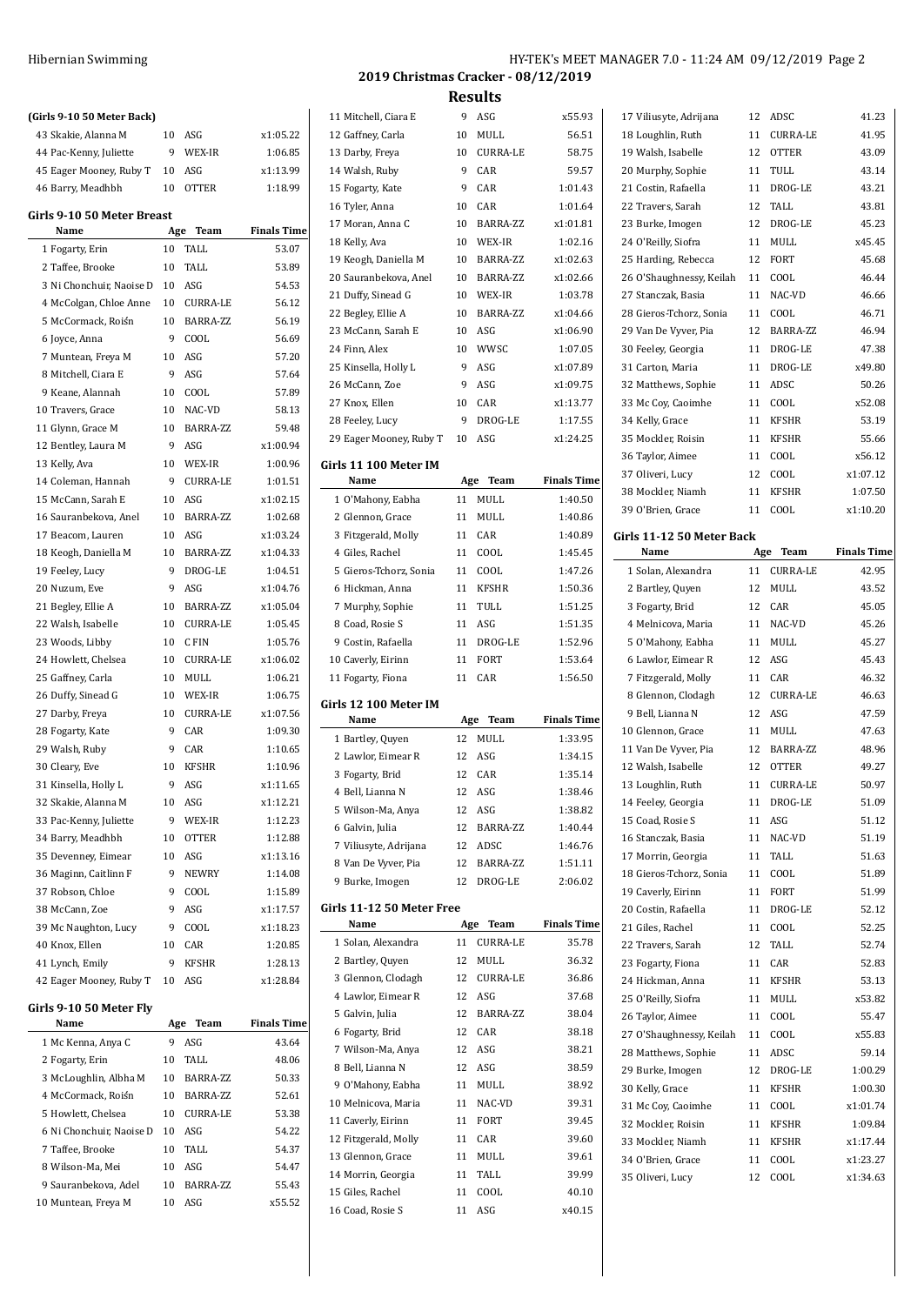## 2019 Christmas Cracker - 08/12/2019

### Results

**(Girls 9-10 50 Meter Back)**

| | | | |
|---|---|---|---|
| 43 Skakie, Alanna M | 10 | ASG | x1:05.22 |
| 44 Pac-Kenny, Juliette | 9 | WEX-IR | 1:06.85 |
| 45 Eager Mooney, Ruby T | 10 | ASG | x1:13.99 |
| 46 Barry, Meadhbh | 10 | OTTER | 1:18.99 |

**Girls 9-10 50 Meter Breast**

| Name | Age | Team | Finals Time |
|---|---|---|---|
| 1 Fogarty, Erin | 10 | TALL | 53.07 |
| 2 Taffee, Brooke | 10 | TALL | 53.89 |
| 3 Ni Chonchuir, Naoise D | 10 | ASG | 54.53 |
| 4 McColgan, Chloe Anne | 10 | CURRA-LE | 56.12 |
| 5 McCormack, Roiśn | 10 | BARRA-ZZ | 56.19 |
| 6 Joyce, Anna | 9 | COOL | 56.69 |
| 7 Muntean, Freya M | 10 | ASG | 57.20 |
| 8 Mitchell, Ciara E | 9 | ASG | 57.64 |
| 9 Keane, Alannah | 10 | COOL | 57.89 |
| 10 Travers, Grace | 10 | NAC-VD | 58.13 |
| 11 Glynn, Grace M | 10 | BARRA-ZZ | 59.48 |
| 12 Bentley, Laura M | 9 | ASG | x1:00.94 |
| 13 Kelly, Ava | 10 | WEX-IR | 1:00.96 |
| 14 Coleman, Hannah | 9 | CURRA-LE | 1:01.51 |
| 15 McCann, Sarah E | 10 | ASG | x1:02.15 |
| 16 Sauranbekova, Anel | 10 | BARRA-ZZ | 1:02.68 |
| 17 Beacom, Lauren | 10 | ASG | x1:03.24 |
| 18 Keogh, Daniella M | 10 | BARRA-ZZ | x1:04.33 |
| 19 Feeley, Lucy | 9 | DROG-LE | 1:04.51 |
| 20 Nuzum, Eve | 9 | ASG | x1:04.76 |
| 21 Begley, Ellie A | 10 | BARRA-ZZ | x1:05.04 |
| 22 Walsh, Isabelle | 10 | CURRA-LE | 1:05.45 |
| 23 Woods, Libby | 10 | C FIN | 1:05.76 |
| 24 Howlett, Chelsea | 10 | CURRA-LE | x1:06.02 |
| 25 Gaffney, Carla | 10 | MULL | 1:06.21 |
| 26 Duffy, Sinead G | 10 | WEX-IR | 1:06.75 |
| 27 Darby, Freya | 10 | CURRA-LE | x1:07.56 |
| 28 Fogarty, Kate | 9 | CAR | 1:09.30 |
| 29 Walsh, Ruby | 9 | CAR | 1:10.65 |
| 30 Cleary, Eve | 10 | KFSHR | 1:10.96 |
| 31 Kinsella, Holly L | 9 | ASG | x1:11.65 |
| 32 Skakie, Alanna M | 10 | ASG | x1:12.21 |
| 33 Pac-Kenny, Juliette | 9 | WEX-IR | 1:12.23 |
| 34 Barry, Meadhbh | 10 | OTTER | 1:12.88 |
| 35 Devenney, Eimear | 10 | ASG | x1:13.16 |
| 36 Maginn, Caitlinn F | 9 | NEWRY | 1:14.08 |
| 37 Robson, Chloe | 9 | COOL | 1:15.89 |
| 38 McCann, Zoe | 9 | ASG | x1:17.57 |
| 39 Mc Naughton, Lucy | 9 | COOL | x1:18.23 |
| 40 Knox, Ellen | 10 | CAR | 1:20.85 |
| 41 Lynch, Emily | 9 | KFSHR | 1:28.13 |
| 42 Eager Mooney, Ruby T | 10 | ASG | x1:28.84 |

**Girls 9-10 50 Meter Fly**

| Name | Age | Team | Finals Time |
|---|---|---|---|
| 1 Mc Kenna, Anya C | 9 | ASG | 43.64 |
| 2 Fogarty, Erin | 10 | TALL | 48.06 |
| 3 McLoughlin, Albha M | 10 | BARRA-ZZ | 50.33 |
| 4 McCormack, Roiśn | 10 | BARRA-ZZ | 52.61 |
| 5 Howlett, Chelsea | 10 | CURRA-LE | 53.38 |
| 6 Ni Chonchuir, Naoise D | 10 | ASG | 54.22 |
| 7 Taffee, Brooke | 10 | TALL | 54.37 |
| 8 Wilson-Ma, Mei | 10 | ASG | 54.47 |
| 9 Sauranbekova, Adel | 10 | BARRA-ZZ | 55.43 |
| 10 Muntean, Freya M | 10 | ASG | x55.52 |
| 11 Mitchell, Ciara E | 9 | ASG | x55.93 |
| 12 Gaffney, Carla | 10 | MULL | 56.51 |
| 13 Darby, Freya | 10 | CURRA-LE | 58.75 |
| 14 Walsh, Ruby | 9 | CAR | 59.57 |
| 15 Fogarty, Kate | 9 | CAR | 1:01.43 |
| 16 Tyler, Anna | 10 | CAR | 1:01.64 |
| 17 Moran, Anna C | 10 | BARRA-ZZ | x1:01.81 |
| 18 Kelly, Ava | 10 | WEX-IR | 1:02.16 |
| 19 Keogh, Daniella M | 10 | BARRA-ZZ | x1:02.63 |
| 20 Sauranbekova, Anel | 10 | BARRA-ZZ | x1:02.66 |
| 21 Duffy, Sinead G | 10 | WEX-IR | 1:03.78 |
| 22 Begley, Ellie A | 10 | BARRA-ZZ | x1:04.66 |
| 23 McCann, Sarah E | 10 | ASG | x1:06.90 |
| 24 Finn, Alex | 10 | WWSC | 1:07.05 |
| 25 Kinsella, Holly L | 9 | ASG | x1:07.89 |
| 26 McCann, Zoe | 9 | ASG | x1:09.75 |
| 27 Knox, Ellen | 10 | CAR | x1:13.77 |
| 28 Feeley, Lucy | 9 | DROG-LE | 1:17.55 |
| 29 Eager Mooney, Ruby T | 10 | ASG | x1:24.25 |

**Girls 11 100 Meter IM**

| Name | Age | Team | Finals Time |
|---|---|---|---|
| 1 O'Mahony, Eabha | 11 | MULL | 1:40.50 |
| 2 Glennon, Grace | 11 | MULL | 1:40.86 |
| 3 Fitzgerald, Molly | 11 | CAR | 1:40.89 |
| 4 Giles, Rachel | 11 | COOL | 1:45.45 |
| 5 Gieros-Tchorz, Sonia | 11 | COOL | 1:47.26 |
| 6 Hickman, Anna | 11 | KFSHR | 1:50.36 |
| 7 Murphy, Sophie | 11 | TULL | 1:51.25 |
| 8 Coad, Rosie S | 11 | ASG | 1:51.35 |
| 9 Costin, Rafaella | 11 | DROG-LE | 1:52.96 |
| 10 Caverly, Eirinn | 11 | FORT | 1:53.64 |
| 11 Fogarty, Fiona | 11 | CAR | 1:56.50 |

**Girls 12 100 Meter IM**

| Name | Age | Team | Finals Time |
|---|---|---|---|
| 1 Bartley, Quyen | 12 | MULL | 1:33.95 |
| 2 Lawlor, Eimear R | 12 | ASG | 1:34.15 |
| 3 Fogarty, Brid | 12 | CAR | 1:35.14 |
| 4 Bell, Lianna N | 12 | ASG | 1:38.46 |
| 5 Wilson-Ma, Anya | 12 | ASG | 1:38.82 |
| 6 Galvin, Julia | 12 | BARRA-ZZ | 1:40.44 |
| 7 Viliusyte, Adrijana | 12 | ADSC | 1:46.76 |
| 8 Van De Vyver, Pia | 12 | BARRA-ZZ | 1:51.11 |
| 9 Burke, Imogen | 12 | DROG-LE | 2:06.02 |

**Girls 11-12 50 Meter Free**

| Name | Age | Team | Finals Time |
|---|---|---|---|
| 1 Solan, Alexandra | 11 | CURRA-LE | 35.78 |
| 2 Bartley, Quyen | 12 | MULL | 36.32 |
| 3 Glennon, Clodagh | 12 | CURRA-LE | 36.86 |
| 4 Lawlor, Eimear R | 12 | ASG | 37.68 |
| 5 Galvin, Julia | 12 | BARRA-ZZ | 38.04 |
| 6 Fogarty, Brid | 12 | CAR | 38.18 |
| 7 Wilson-Ma, Anya | 12 | ASG | 38.21 |
| 8 Bell, Lianna N | 12 | ASG | 38.59 |
| 9 O'Mahony, Eabha | 11 | MULL | 38.92 |
| 10 Melnicova, Maria | 11 | NAC-VD | 39.31 |
| 11 Caverly, Eirinn | 11 | FORT | 39.45 |
| 12 Fitzgerald, Molly | 11 | CAR | 39.60 |
| 13 Glennon, Grace | 11 | MULL | 39.61 |
| 14 Morrin, Georgia | 11 | TALL | 39.99 |
| 15 Giles, Rachel | 11 | COOL | 40.10 |
| 16 Coad, Rosie S | 11 | ASG | x40.15 |
| 17 Viliusyte, Adrijana | 12 | ADSC | 41.23 |
| 18 Loughlin, Ruth | 11 | CURRA-LE | 41.95 |
| 19 Walsh, Isabelle | 12 | OTTER | 43.09 |
| 20 Murphy, Sophie | 11 | TULL | 43.14 |
| 21 Costin, Rafaella | 11 | DROG-LE | 43.21 |
| 22 Travers, Sarah | 12 | TALL | 43.81 |
| 23 Burke, Imogen | 12 | DROG-LE | 45.23 |
| 24 O'Reilly, Siofra | 11 | MULL | x45.45 |
| 25 Harding, Rebecca | 12 | FORT | 45.68 |
| 26 O'Shaughnessy, Keilah | 11 | COOL | 46.44 |
| 27 Stanczak, Basia | 11 | NAC-VD | 46.66 |
| 28 Gieros-Tchorz, Sonia | 11 | COOL | 46.71 |
| 29 Van De Vyver, Pia | 12 | BARRA-ZZ | 46.94 |
| 30 Feeley, Georgia | 11 | DROG-LE | 47.38 |
| 31 Carton, Maria | 11 | DROG-LE | x49.80 |
| 32 Matthews, Sophie | 11 | ADSC | 50.26 |
| 33 Mc Coy, Caoimhe | 11 | COOL | x52.08 |
| 34 Kelly, Grace | 11 | KFSHR | 53.19 |
| 35 Mockler, Roisin | 11 | KFSHR | 55.66 |
| 36 Taylor, Aimee | 11 | COOL | x56.12 |
| 37 Oliveri, Lucy | 12 | COOL | x1:07.12 |
| 38 Mockler, Niamh | 11 | KFSHR | 1:07.50 |
| 39 O'Brien, Grace | 11 | COOL | x1:10.20 |

**Girls 11-12 50 Meter Back**

| Name | Age | Team | Finals Time |
|---|---|---|---|
| 1 Solan, Alexandra | 11 | CURRA-LE | 42.95 |
| 2 Bartley, Quyen | 12 | MULL | 43.52 |
| 3 Fogarty, Brid | 12 | CAR | 45.05 |
| 4 Melnicova, Maria | 11 | NAC-VD | 45.26 |
| 5 O'Mahony, Eabha | 11 | MULL | 45.27 |
| 6 Lawlor, Eimear R | 12 | ASG | 45.43 |
| 7 Fitzgerald, Molly | 11 | CAR | 46.32 |
| 8 Glennon, Clodagh | 12 | CURRA-LE | 46.63 |
| 9 Bell, Lianna N | 12 | ASG | 47.59 |
| 10 Glennon, Grace | 11 | MULL | 47.63 |
| 11 Van De Vyver, Pia | 12 | BARRA-ZZ | 48.96 |
| 12 Walsh, Isabelle | 12 | OTTER | 49.27 |
| 13 Loughlin, Ruth | 11 | CURRA-LE | 50.97 |
| 14 Feeley, Georgia | 11 | DROG-LE | 51.09 |
| 15 Coad, Rosie S | 11 | ASG | 51.12 |
| 16 Stanczak, Basia | 11 | NAC-VD | 51.19 |
| 17 Morrin, Georgia | 11 | TALL | 51.63 |
| 18 Gieros-Tchorz, Sonia | 11 | COOL | 51.89 |
| 19 Caverly, Eirinn | 11 | FORT | 51.99 |
| 20 Costin, Rafaella | 11 | DROG-LE | 52.12 |
| 21 Giles, Rachel | 11 | COOL | 52.25 |
| 22 Travers, Sarah | 12 | TALL | 52.74 |
| 23 Fogarty, Fiona | 11 | CAR | 52.83 |
| 24 Hickman, Anna | 11 | KFSHR | 53.13 |
| 25 O'Reilly, Siofra | 11 | MULL | x53.82 |
| 26 Taylor, Aimee | 11 | COOL | 55.47 |
| 27 O'Shaughnessy, Keilah | 11 | COOL | x55.83 |
| 28 Matthews, Sophie | 11 | ADSC | 59.14 |
| 29 Burke, Imogen | 12 | DROG-LE | 1:00.29 |
| 30 Kelly, Grace | 11 | KFSHR | 1:00.30 |
| 31 Mc Coy, Caoimhe | 11 | COOL | x1:01.74 |
| 32 Mockler, Roisin | 11 | KFSHR | 1:09.84 |
| 33 Mockler, Niamh | 11 | KFSHR | x1:17.44 |
| 34 O'Brien, Grace | 11 | COOL | x1:23.27 |
| 35 Oliveri, Lucy | 12 | COOL | x1:34.63 |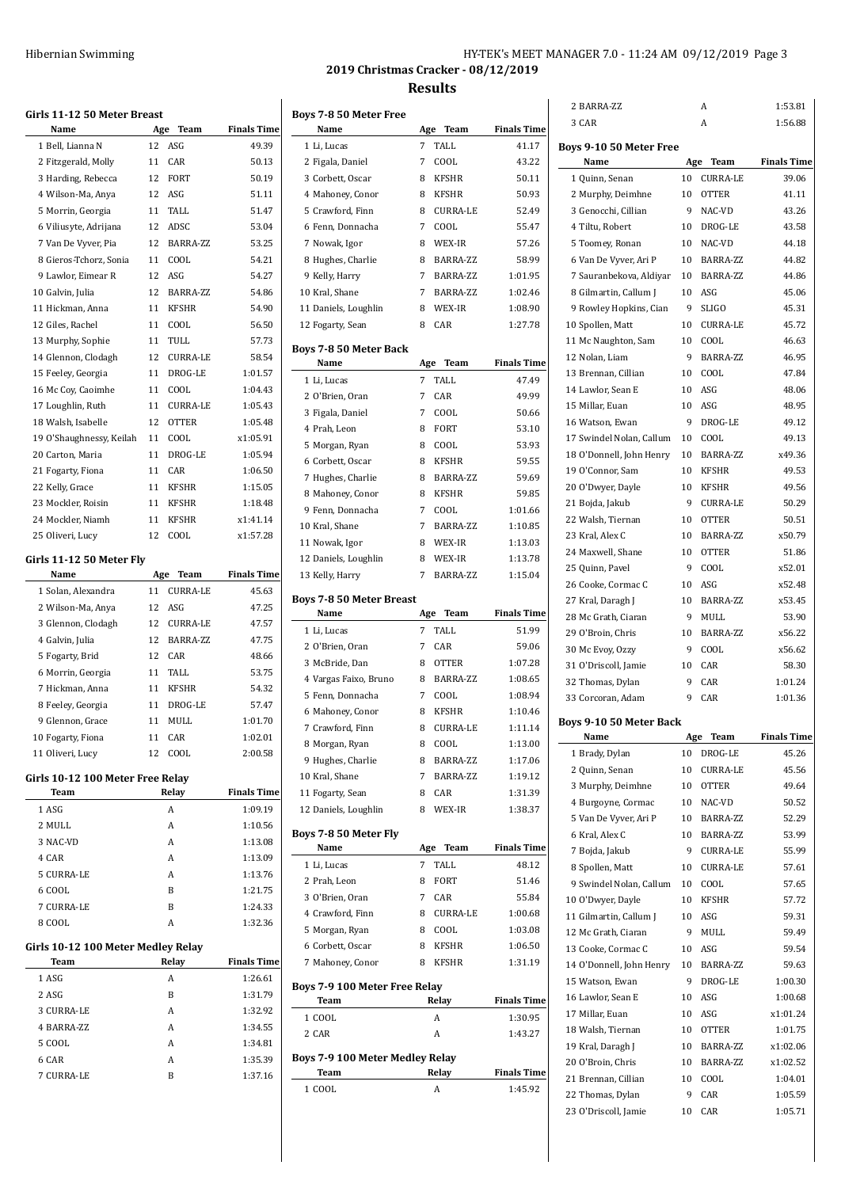## 2019 Christmas Cracker - 08/12/2019

## Results

### Girls 11-12 50 Meter Breast

| Name | Age | Team | Finals Time |
|---|---|---|---|
| 1 Bell, Lianna N | 12 | ASG | 49.39 |
| 2 Fitzgerald, Molly | 11 | CAR | 50.13 |
| 3 Harding, Rebecca | 12 | FORT | 50.19 |
| 4 Wilson-Ma, Anya | 12 | ASG | 51.11 |
| 5 Morrin, Georgia | 11 | TALL | 51.47 |
| 6 Viliusyte, Adrijana | 12 | ADSC | 53.04 |
| 7 Van De Vyver, Pia | 12 | BARRA-ZZ | 53.25 |
| 8 Gieros-Tchorz, Sonia | 11 | COOL | 54.21 |
| 9 Lawlor, Eimear R | 12 | ASG | 54.27 |
| 10 Galvin, Julia | 12 | BARRA-ZZ | 54.86 |
| 11 Hickman, Anna | 11 | KFSHR | 54.90 |
| 12 Giles, Rachel | 11 | COOL | 56.50 |
| 13 Murphy, Sophie | 11 | TULL | 57.73 |
| 14 Glennon, Clodagh | 12 | CURRA-LE | 58.54 |
| 15 Feeley, Georgia | 11 | DROG-LE | 1:01.57 |
| 16 Mc Coy, Caoimhe | 11 | COOL | 1:04.43 |
| 17 Loughlin, Ruth | 11 | CURRA-LE | 1:05.43 |
| 18 Walsh, Isabelle | 12 | OTTER | 1:05.48 |
| 19 O'Shaughnessy, Keilah | 11 | COOL | x1:05.91 |
| 20 Carton, Maria | 11 | DROG-LE | 1:05.94 |
| 21 Fogarty, Fiona | 11 | CAR | 1:06.50 |
| 22 Kelly, Grace | 11 | KFSHR | 1:15.05 |
| 23 Mockler, Roisin | 11 | KFSHR | 1:18.48 |
| 24 Mockler, Niamh | 11 | KFSHR | x1:41.14 |
| 25 Oliveri, Lucy | 12 | COOL | x1:57.28 |

### Girls 11-12 50 Meter Fly

| Name | Age | Team | Finals Time |
|---|---|---|---|
| 1 Solan, Alexandra | 11 | CURRA-LE | 45.63 |
| 2 Wilson-Ma, Anya | 12 | ASG | 47.25 |
| 3 Glennon, Clodagh | 12 | CURRA-LE | 47.57 |
| 4 Galvin, Julia | 12 | BARRA-ZZ | 47.75 |
| 5 Fogarty, Brid | 12 | CAR | 48.66 |
| 6 Morrin, Georgia | 11 | TALL | 53.75 |
| 7 Hickman, Anna | 11 | KFSHR | 54.32 |
| 8 Feeley, Georgia | 11 | DROG-LE | 57.47 |
| 9 Glennon, Grace | 11 | MULL | 1:01.70 |
| 10 Fogarty, Fiona | 11 | CAR | 1:02.01 |
| 11 Oliveri, Lucy | 12 | COOL | 2:00.58 |

### Girls 10-12 100 Meter Free Relay

| Team | Relay | Finals Time |
|---|---|---|
| 1 ASG | A | 1:09.19 |
| 2 MULL | A | 1:10.56 |
| 3 NAC-VD | A | 1:13.08 |
| 4 CAR | A | 1:13.09 |
| 5 CURRA-LE | A | 1:13.76 |
| 6 COOL | B | 1:21.75 |
| 7 CURRA-LE | B | 1:24.33 |
| 8 COOL | A | 1:32.36 |

### Girls 10-12 100 Meter Medley Relay

| Team | Relay | Finals Time |
|---|---|---|
| 1 ASG | A | 1:26.61 |
| 2 ASG | B | 1:31.79 |
| 3 CURRA-LE | A | 1:32.92 |
| 4 BARRA-ZZ | A | 1:34.55 |
| 5 COOL | A | 1:34.81 |
| 6 CAR | A | 1:35.39 |
| 7 CURRA-LE | B | 1:37.16 |

### Boys 7-8 50 Meter Free

| Name | Age | Team | Finals Time |
|---|---|---|---|
| 1 Li, Lucas | 7 | TALL | 41.17 |
| 2 Figala, Daniel | 7 | COOL | 43.22 |
| 3 Corbett, Oscar | 8 | KFSHR | 50.11 |
| 4 Mahoney, Conor | 8 | KFSHR | 50.93 |
| 5 Crawford, Finn | 8 | CURRA-LE | 52.49 |
| 6 Fenn, Donnacha | 7 | COOL | 55.47 |
| 7 Nowak, Igor | 8 | WEX-IR | 57.26 |
| 8 Hughes, Charlie | 8 | BARRA-ZZ | 58.99 |
| 9 Kelly, Harry | 7 | BARRA-ZZ | 1:01.95 |
| 10 Kral, Shane | 7 | BARRA-ZZ | 1:02.46 |
| 11 Daniels, Loughlin | 8 | WEX-IR | 1:08.90 |
| 12 Fogarty, Sean | 8 | CAR | 1:27.78 |

### Boys 7-8 50 Meter Back

| Name | Age | Team | Finals Time |
|---|---|---|---|
| 1 Li, Lucas | 7 | TALL | 47.49 |
| 2 O'Brien, Oran | 7 | CAR | 49.99 |
| 3 Figala, Daniel | 7 | COOL | 50.66 |
| 4 Prah, Leon | 8 | FORT | 53.10 |
| 5 Morgan, Ryan | 8 | COOL | 53.93 |
| 6 Corbett, Oscar | 8 | KFSHR | 59.55 |
| 7 Hughes, Charlie | 8 | BARRA-ZZ | 59.69 |
| 8 Mahoney, Conor | 8 | KFSHR | 59.85 |
| 9 Fenn, Donnacha | 7 | COOL | 1:01.66 |
| 10 Kral, Shane | 7 | BARRA-ZZ | 1:10.85 |
| 11 Nowak, Igor | 8 | WEX-IR | 1:13.03 |
| 12 Daniels, Loughlin | 8 | WEX-IR | 1:13.78 |
| 13 Kelly, Harry | 7 | BARRA-ZZ | 1:15.04 |

### Boys 7-8 50 Meter Breast

| Name | Age | Team | Finals Time |
|---|---|---|---|
| 1 Li, Lucas | 7 | TALL | 51.99 |
| 2 O'Brien, Oran | 7 | CAR | 59.06 |
| 3 McBride, Dan | 8 | OTTER | 1:07.28 |
| 4 Vargas Faixo, Bruno | 8 | BARRA-ZZ | 1:08.65 |
| 5 Fenn, Donnacha | 7 | COOL | 1:08.94 |
| 6 Mahoney, Conor | 8 | KFSHR | 1:10.46 |
| 7 Crawford, Finn | 8 | CURRA-LE | 1:11.14 |
| 8 Morgan, Ryan | 8 | COOL | 1:13.00 |
| 9 Hughes, Charlie | 8 | BARRA-ZZ | 1:17.06 |
| 10 Kral, Shane | 7 | BARRA-ZZ | 1:19.12 |
| 11 Fogarty, Sean | 8 | CAR | 1:31.39 |
| 12 Daniels, Loughlin | 8 | WEX-IR | 1:38.37 |

### Boys 7-8 50 Meter Fly

| Name | Age | Team | Finals Time |
|---|---|---|---|
| 1 Li, Lucas | 7 | TALL | 48.12 |
| 2 Prah, Leon | 8 | FORT | 51.46 |
| 3 O'Brien, Oran | 7 | CAR | 55.84 |
| 4 Crawford, Finn | 8 | CURRA-LE | 1:00.68 |
| 5 Morgan, Ryan | 8 | COOL | 1:03.08 |
| 6 Corbett, Oscar | 8 | KFSHR | 1:06.50 |
| 7 Mahoney, Conor | 8 | KFSHR | 1:31.19 |

### Boys 7-9 100 Meter Free Relay

| Team | Relay | Finals Time |
|---|---|---|
| 1 COOL | A | 1:30.95 |
| 2 CAR | A | 1:43.27 |

### Boys 7-9 100 Meter Medley Relay

| Team | Relay | Finals Time |
|---|---|---|
| 1 COOL | A | 1:45.92 |
| 2 BARRA-ZZ | A | 1:53.81 |
| 3 CAR | A | 1:56.88 |

### Boys 9-10 50 Meter Free

| Name | Age | Team | Finals Time |
|---|---|---|---|
| 1 Quinn, Senan | 10 | CURRA-LE | 39.06 |
| 2 Murphy, Deimhne | 10 | OTTER | 41.11 |
| 3 Genocchi, Cillian | 9 | NAC-VD | 43.26 |
| 4 Tiltu, Robert | 10 | DROG-LE | 43.58 |
| 5 Toomey, Ronan | 10 | NAC-VD | 44.18 |
| 6 Van De Vyver, Ari P | 10 | BARRA-ZZ | 44.82 |
| 7 Sauranbekova, Aldiyar | 10 | BARRA-ZZ | 44.86 |
| 8 Gilmartin, Callum J | 10 | ASG | 45.06 |
| 9 Rowley Hopkins, Cian | 9 | SLIGO | 45.31 |
| 10 Spollen, Matt | 10 | CURRA-LE | 45.72 |
| 11 Mc Naughton, Sam | 10 | COOL | 46.63 |
| 12 Nolan, Liam | 9 | BARRA-ZZ | 46.95 |
| 13 Brennan, Cillian | 10 | COOL | 47.84 |
| 14 Lawlor, Sean E | 10 | ASG | 48.06 |
| 15 Millar, Euan | 10 | ASG | 48.95 |
| 16 Watson, Ewan | 9 | DROG-LE | 49.12 |
| 17 Swindel Nolan, Callum | 10 | COOL | 49.13 |
| 18 O'Donnell, John Henry | 10 | BARRA-ZZ | x49.36 |
| 19 O'Connor, Sam | 10 | KFSHR | 49.53 |
| 20 O'Dwyer, Dayle | 10 | KFSHR | 49.56 |
| 21 Bojda, Jakub | 9 | CURRA-LE | 50.29 |
| 22 Walsh, Tiernan | 10 | OTTER | 50.51 |
| 23 Kral, Alex C | 10 | BARRA-ZZ | x50.79 |
| 24 Maxwell, Shane | 10 | OTTER | 51.86 |
| 25 Quinn, Pavel | 9 | COOL | x52.01 |
| 26 Cooke, Cormac C | 10 | ASG | x52.48 |
| 27 Kral, Daragh J | 10 | BARRA-ZZ | x53.45 |
| 28 Mc Grath, Ciaran | 9 | MULL | 53.90 |
| 29 O'Broin, Chris | 10 | BARRA-ZZ | x56.22 |
| 30 Mc Evoy, Ozzy | 9 | COOL | x56.62 |
| 31 O'Driscoll, Jamie | 10 | CAR | 58.30 |
| 32 Thomas, Dylan | 9 | CAR | 1:01.24 |
| 33 Corcoran, Adam | 9 | CAR | 1:01.36 |

### Boys 9-10 50 Meter Back

| Name | Age | Team | Finals Time |
|---|---|---|---|
| 1 Brady, Dylan | 10 | DROG-LE | 45.26 |
| 2 Quinn, Senan | 10 | CURRA-LE | 45.56 |
| 3 Murphy, Deimhne | 10 | OTTER | 49.64 |
| 4 Burgoyne, Cormac | 10 | NAC-VD | 50.52 |
| 5 Van De Vyver, Ari P | 10 | BARRA-ZZ | 52.29 |
| 6 Kral, Alex C | 10 | BARRA-ZZ | 53.99 |
| 7 Bojda, Jakub | 9 | CURRA-LE | 55.99 |
| 8 Spollen, Matt | 10 | CURRA-LE | 57.61 |
| 9 Swindel Nolan, Callum | 10 | COOL | 57.65 |
| 10 O'Dwyer, Dayle | 10 | KFSHR | 57.72 |
| 11 Gilmartin, Callum J | 10 | ASG | 59.31 |
| 12 Mc Grath, Ciaran | 9 | MULL | 59.49 |
| 13 Cooke, Cormac C | 10 | ASG | 59.54 |
| 14 O'Donnell, John Henry | 10 | BARRA-ZZ | 59.63 |
| 15 Watson, Ewan | 9 | DROG-LE | 1:00.30 |
| 16 Lawlor, Sean E | 10 | ASG | 1:00.68 |
| 17 Millar, Euan | 10 | ASG | x1:01.24 |
| 18 Walsh, Tiernan | 10 | OTTER | 1:01.75 |
| 19 Kral, Daragh J | 10 | BARRA-ZZ | x1:02.06 |
| 20 O'Broin, Chris | 10 | BARRA-ZZ | x1:02.52 |
| 21 Brennan, Cillian | 10 | COOL | 1:04.01 |
| 22 Thomas, Dylan | 9 | CAR | 1:05.59 |
| 23 O'Driscoll, Jamie | 10 | CAR | 1:05.71 |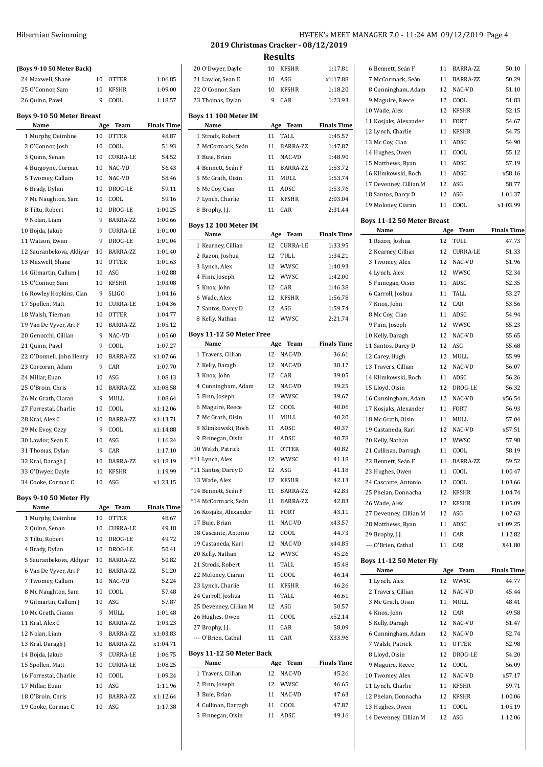## 2019 Christmas Cracker - 08/12/2019

### Results

**(Boys 9-10 50 Meter Back)**

| Name | Age | Team | Finals Time |
|---|---|---|---|
| 24 Maxwell, Shane | 10 | OTTER | 1:06.85 |
| 25 O'Connor, Sam | 10 | KFSHR | 1:09.00 |
| 26 Quinn, Pavel | 9 | COOL | 1:18.57 |

### Boys 9-10 50 Meter Breast

| Name | Age | Team | Finals Time |
|---|---|---|---|
| 1 Murphy, Deimhne | 10 | OTTER | 48.87 |
| 2 O'Connor, Josh | 10 | COOL | 51.93 |
| 3 Quinn, Senan | 10 | CURRA-LE | 54.52 |
| 4 Burgoyne, Cormac | 10 | NAC-VD | 56.43 |
| 5 Twomey, Callum | 10 | NAC-VD | 58.46 |
| 6 Brady, Dylan | 10 | DROG-LE | 59.11 |
| 7 Mc Naughton, Sam | 10 | COOL | 59.16 |
| 8 Tiltu, Robert | 10 | DROG-LE | 1:00.25 |
| 9 Nolan, Liam | 9 | BARRA-ZZ | 1:00.66 |
| 10 Bojda, Jakub | 9 | CURRA-LE | 1:01.00 |
| 11 Watson, Ewan | 9 | DROG-LE | 1:01.04 |
| 12 Sauranbekova, Aldiyar | 10 | BARRA-ZZ | 1:01.40 |
| 13 Maxwell, Shane | 10 | OTTER | 1:01.63 |
| 14 Gilmartin, Callum J | 10 | ASG | 1:02.88 |
| 15 O'Connor, Sam | 10 | KFSHR | 1:03.08 |
| 16 Rowley Hopkins, Cian | 9 | SLIGO | 1:04.16 |
| 17 Spollen, Matt | 10 | CURRA-LE | 1:04.36 |
| 18 Walsh, Tiernan | 10 | OTTER | 1:04.77 |
| 19 Van De Vyver, Ari P | 10 | BARRA-ZZ | 1:05.12 |
| 20 Genocchi, Cillian | 9 | NAC-VD | 1:05.60 |
| 21 Quinn, Pavel | 9 | COOL | 1:07.27 |
| 22 O'Donnell, John Henry | 10 | BARRA-ZZ | x1:07.66 |
| 23 Corcoran, Adam | 9 | CAR | 1:07.70 |
| 24 Millar, Euan | 10 | ASG | 1:08.13 |
| 25 O'Broin, Chris | 10 | BARRA-ZZ | x1:08.58 |
| 26 Mc Grath, Ciaran | 9 | MULL | 1:08.64 |
| 27 Forrestal, Charlie | 10 | COOL | x1:12.06 |
| 28 Kral, Alex C | 10 | BARRA-ZZ | x1:13.71 |
| 29 Mc Evoy, Ozzy | 9 | COOL | x1:14.88 |
| 30 Lawlor, Sean E | 10 | ASG | 1:16.24 |
| 31 Thomas, Dylan | 9 | CAR | 1:17.10 |
| 32 Kral, Daragh J | 10 | BARRA-ZZ | x1:18.19 |
| 33 O'Dwyer, Dayle | 10 | KFSHR | 1:19.99 |
| 34 Cooke, Cormac C | 10 | ASG | x1:23.15 |

### Boys 9-10 50 Meter Fly

| Name | Age | Team | Finals Time |
|---|---|---|---|
| 1 Murphy, Deimhne | 10 | OTTER | 48.67 |
| 2 Quinn, Senan | 10 | CURRA-LE | 49.18 |
| 3 Tiltu, Robert | 10 | DROG-LE | 49.72 |
| 4 Brady, Dylan | 10 | DROG-LE | 50.41 |
| 5 Sauranbekova, Aldiyar | 10 | BARRA-ZZ | 50.82 |
| 6 Van De Vyver, Ari P | 10 | BARRA-ZZ | 51.20 |
| 7 Twomey, Callum | 10 | NAC-VD | 52.24 |
| 8 Mc Naughton, Sam | 10 | COOL | 57.48 |
| 9 Gilmartin, Callum J | 10 | ASG | 57.87 |
| 10 Mc Grath, Ciaran | 9 | MULL | 1:01.48 |
| 11 Kral, Alex C | 10 | BARRA-ZZ | 1:03.23 |
| 12 Nolan, Liam | 9 | BARRA-ZZ | x1:03.83 |
| 13 Kral, Daragh J | 10 | BARRA-ZZ | x1:04.71 |
| 14 Bojda, Jakub | 9 | CURRA-LE | 1:06.75 |
| 15 Spollen, Matt | 10 | CURRA-LE | 1:08.25 |
| 16 Forrestal, Charlie | 10 | COOL | 1:09.24 |
| 17 Millar, Euan | 10 | ASG | 1:11.96 |
| 18 O'Broin, Chris | 10 | BARRA-ZZ | x1:12.64 |
| 19 Cooke, Cormac C | 10 | ASG | 1:17.38 |
| 20 O'Dwyer, Dayle | 10 | KFSHR | 1:17.81 |
| 21 Lawlor, Sean E | 10 | ASG | x1:17.88 |
| 22 O'Connor, Sam | 10 | KFSHR | 1:18.20 |
| 23 Thomas, Dylan | 9 | CAR | 1:23.93 |

### Boys 11 100 Meter IM

| Name | Age | Team | Finals Time |
|---|---|---|---|
| 1 Strods, Robert | 11 | TALL | 1:45.57 |
| 2 McCormack, Seán | 11 | BARRA-ZZ | 1:47.87 |
| 3 Buie, Brian | 11 | NAC-VD | 1:48.90 |
| 4 Bennett, Seán F | 11 | BARRA-ZZ | 1:53.72 |
| 5 Mc Grath, Oisin | 11 | MULL | 1:53.74 |
| 6 Mc Coy, Cian | 11 | ADSC | 1:53.76 |
| 7 Lynch, Charlie | 11 | KFSHR | 2:03.04 |
| 8 Brophy, J.J. | 11 | CAR | 2:31.44 |

### Boys 12 100 Meter IM

| Name | Age | Team | Finals Time |
|---|---|---|---|
| 1 Kearney, Cillian | 12 | CURRA-LE | 1:33.95 |
| 2 Razon, Joshua | 12 | TULL | 1:34.21 |
| 3 Lynch, Alex | 12 | WWSC | 1:40.93 |
| 4 Finn, Joseph | 12 | WWSC | 1:42.00 |
| 5 Knox, John | 12 | CAR | 1:46.38 |
| 6 Wade, Alex | 12 | KFSHR | 1:56.78 |
| 7 Santos, Darcy D | 12 | ASG | 1:59.74 |
| 8 Kelly, Nathan | 12 | WWSC | 2:21.74 |

### Boys 11-12 50 Meter Free

| Name | Age | Team | Finals Time |
|---|---|---|---|
| 1 Travers, Cillian | 12 | NAC-VD | 36.61 |
| 2 Kelly, Daragh | 12 | NAC-VD | 38.17 |
| 3 Knox, John | 12 | CAR | 39.05 |
| 4 Cunningham, Adam | 12 | NAC-VD | 39.25 |
| 5 Finn, Joseph | 12 | WWSC | 39.67 |
| 6 Maguire, Reece | 12 | COOL | 40.06 |
| 7 Mc Grath, Oisin | 11 | MULL | 40.20 |
| 8 Klimkowski, Roch | 11 | ADSC | 40.37 |
| 9 Finnegan, Oisin | 11 | ADSC | 40.78 |
| 10 Walsh, Patrick | 11 | OTTER | 40.82 |
| *11 Lynch, Alex | 12 | WWSC | 41.18 |
| *11 Santos, Darcy D | 12 | ASG | 41.18 |
| 13 Wade, Alex | 12 | KFSHR | 42.13 |
| *14 Bennett, Seán F | 11 | BARRA-ZZ | 42.83 |
| *14 McCormack, Seán | 11 | BARRA-ZZ | 42.83 |
| 16 Kosjaks, Alexander | 11 | FORT | 43.11 |
| 17 Buie, Brian | 11 | NAC-VD | x43.57 |
| 18 Cascante, Antonio | 12 | COOL | 44.73 |
| 19 Castaneda, Karl | 12 | NAC-VD | x44.85 |
| 20 Kelly, Nathan | 12 | WWSC | 45.26 |
| 21 Strods, Robert | 11 | TALL | 45.48 |
| 22 Moloney, Ciaran | 11 | COOL | 46.14 |
| 23 Lynch, Charlie | 11 | KFSHR | 46.26 |
| 24 Carroll, Joshua | 11 | TALL | 46.61 |
| 25 Devenney, Cillian M | 12 | ASG | 50.57 |
| 26 Hughes, Owen | 11 | COOL | x52.14 |
| 27 Brophy, J.J. | 11 | CAR | 58.09 |
| --- O'Brien, Cathal | 11 | CAR | X33.96 |

### Boys 11-12 50 Meter Back

| Name | Age | Team | Finals Time |
|---|---|---|---|
| 1 Travers, Cillian | 12 | NAC-VD | 45.26 |
| 2 Finn, Joseph | 12 | WWSC | 46.65 |
| 3 Buie, Brian | 11 | NAC-VD | 47.63 |
| 4 Cullinan, Darragh | 11 | COOL | 47.87 |
| 5 Finnegan, Oisin | 11 | ADSC | 49.16 |
| 6 Bennett, Seán F | 11 | BARRA-ZZ | 50.10 |
| 7 McCormack, Seán | 11 | BARRA-ZZ | 50.29 |
| 8 Cunningham, Adam | 12 | NAC-VD | 51.10 |
| 9 Maguire, Reece | 12 | COOL | 51.83 |
| 10 Wade, Alex | 12 | KFSHR | 52.15 |
| 11 Kosjaks, Alexander | 11 | FORT | 54.67 |
| 12 Lynch, Charlie | 11 | KFSHR | 54.75 |
| 13 Mc Coy, Cian | 11 | ADSC | 54.90 |
| 14 Hughes, Owen | 11 | COOL | 55.12 |
| 15 Matthews, Ryan | 11 | ADSC | 57.19 |
| 16 Klimkowski, Roch | 11 | ADSC | x58.16 |
| 17 Devenney, Cillian M | 12 | ASG | 58.77 |
| 18 Santos, Darcy D | 12 | ASG | 1:01.37 |
| 19 Moloney, Ciaran | 11 | COOL | x1:03.99 |

### Boys 11-12 50 Meter Breast

| Name | Age | Team | Finals Time |
|---|---|---|---|
| 1 Razon, Joshua | 12 | TULL | 47.73 |
| 2 Kearney, Cillian | 12 | CURRA-LE | 51.33 |
| 3 Twomey, Alex | 12 | NAC-VD | 51.96 |
| 4 Lynch, Alex | 12 | WWSC | 52.34 |
| 5 Finnegan, Oisin | 11 | ADSC | 52.35 |
| 6 Carroll, Joshua | 11 | TALL | 53.27 |
| 7 Knox, John | 12 | CAR | 53.56 |
| 8 Mc Coy, Cian | 11 | ADSC | 54.94 |
| 9 Finn, Joseph | 12 | WWSC | 55.23 |
| 10 Kelly, Daragh | 12 | NAC-VD | 55.65 |
| 11 Santos, Darcy D | 12 | ASG | 55.68 |
| 12 Carey, Hugh | 12 | MULL | 55.99 |
| 13 Travers, Cillian | 12 | NAC-VD | 56.07 |
| 14 Klimkowski, Roch | 11 | ADSC | 56.26 |
| 15 Lloyd, Oisin | 12 | DROG-LE | 56.32 |
| 16 Cunningham, Adam | 12 | NAC-VD | x56.54 |
| 17 Kosjaks, Alexander | 11 | FORT | 56.93 |
| 18 Mc Grath, Oisin | 11 | MULL | 57.04 |
| 19 Castaneda, Karl | 12 | NAC-VD | x57.51 |
| 20 Kelly, Nathan | 12 | WWSC | 57.98 |
| 21 Cullinan, Darragh | 11 | COOL | 58.19 |
| 22 Bennett, Seán F | 11 | BARRA-ZZ | 59.52 |
| 23 Hughes, Owen | 11 | COOL | 1:00.47 |
| 24 Cascante, Antonio | 12 | COOL | 1:03.66 |
| 25 Phelan, Donnacha | 12 | KFSHR | 1:04.74 |
| 26 Wade, Alex | 12 | KFSHR | 1:05.09 |
| 27 Devenney, Cillian M | 12 | ASG | 1:07.63 |
| 28 Matthews, Ryan | 11 | ADSC | x1:09.25 |
| 29 Brophy, J.J. | 11 | CAR | 1:12.82 |
| --- O'Brien, Cathal | 11 | CAR | X41.80 |

### Boys 11-12 50 Meter Fly

| Name | Age | Team | Finals Time |
|---|---|---|---|
| 1 Lynch, Alex | 12 | WWSC | 44.77 |
| 2 Travers, Cillian | 12 | NAC-VD | 45.44 |
| 3 Mc Grath, Oisin | 11 | MULL | 48.41 |
| 4 Knox, John | 12 | CAR | 49.58 |
| 5 Kelly, Daragh | 12 | NAC-VD | 51.47 |
| 6 Cunningham, Adam | 12 | NAC-VD | 52.74 |
| 7 Walsh, Patrick | 11 | OTTER | 52.98 |
| 8 Lloyd, Oisin | 12 | DROG-LE | 54.20 |
| 9 Maguire, Reece | 12 | COOL | 56.09 |
| 10 Twomey, Alex | 12 | NAC-VD | x57.17 |
| 11 Lynch, Charlie | 11 | KFSHR | 59.71 |
| 12 Phelan, Donnacha | 12 | KFSHR | 1:00.06 |
| 13 Hughes, Owen | 11 | COOL | 1:05.19 |
| 14 Devenney, Cillian M | 12 | ASG | 1:12.06 |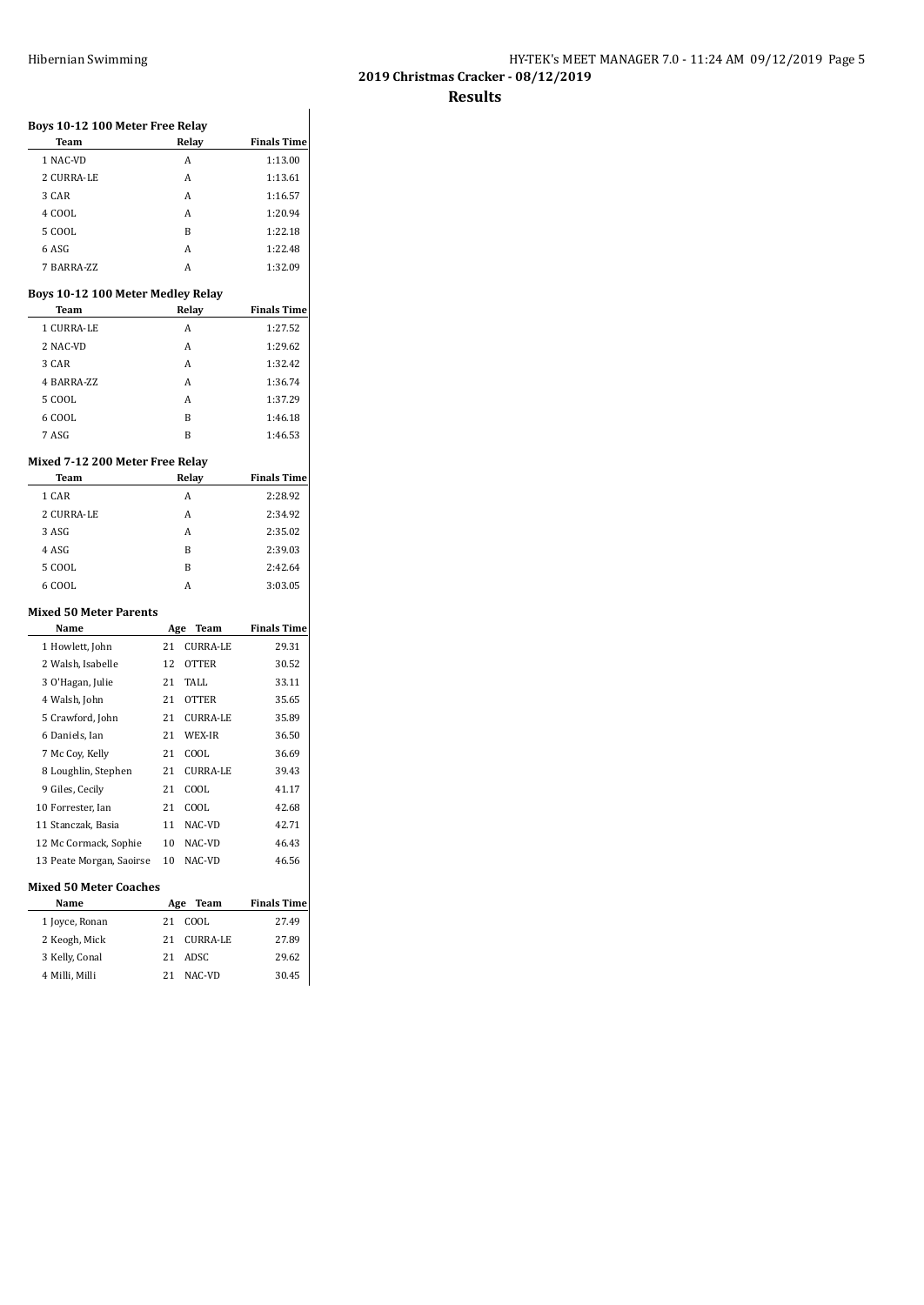**2019 Christmas Cracker - 08/12/2019**

## Results

### Boys 10-12 100 Meter Free Relay

| Team | Relay | Finals Time |
|---|---|---|
| 1 NAC-VD | A | 1:13.00 |
| 2 CURRA-LE | A | 1:13.61 |
| 3 CAR | A | 1:16.57 |
| 4 COOL | A | 1:20.94 |
| 5 COOL | B | 1:22.18 |
| 6 ASG | A | 1:22.48 |
| 7 BARRA-ZZ | A | 1:32.09 |

### Boys 10-12 100 Meter Medley Relay

| Team | Relay | Finals Time |
|---|---|---|
| 1 CURRA-LE | A | 1:27.52 |
| 2 NAC-VD | A | 1:29.62 |
| 3 CAR | A | 1:32.42 |
| 4 BARRA-ZZ | A | 1:36.74 |
| 5 COOL | A | 1:37.29 |
| 6 COOL | B | 1:46.18 |
| 7 ASG | B | 1:46.53 |

### Mixed 7-12 200 Meter Free Relay

| Team | Relay | Finals Time |
|---|---|---|
| 1 CAR | A | 2:28.92 |
| 2 CURRA-LE | A | 2:34.92 |
| 3 ASG | A | 2:35.02 |
| 4 ASG | B | 2:39.03 |
| 5 COOL | B | 2:42.64 |
| 6 COOL | A | 3:03.05 |

### Mixed 50 Meter Parents

| Name | Age | Team | Finals Time |
|---|---|---|---|
| 1 Howlett, John | 21 | CURRA-LE | 29.31 |
| 2 Walsh, Isabelle | 12 | OTTER | 30.52 |
| 3 O'Hagan, Julie | 21 | TALL | 33.11 |
| 4 Walsh, John | 21 | OTTER | 35.65 |
| 5 Crawford, John | 21 | CURRA-LE | 35.89 |
| 6 Daniels, Ian | 21 | WEX-IR | 36.50 |
| 7 Mc Coy, Kelly | 21 | COOL | 36.69 |
| 8 Loughlin, Stephen | 21 | CURRA-LE | 39.43 |
| 9 Giles, Cecily | 21 | COOL | 41.17 |
| 10 Forrester, Ian | 21 | COOL | 42.68 |
| 11 Stanczak, Basia | 11 | NAC-VD | 42.71 |
| 12 Mc Cormack, Sophie | 10 | NAC-VD | 46.43 |
| 13 Peate Morgan, Saoirse | 10 | NAC-VD | 46.56 |

### Mixed 50 Meter Coaches

| Name | Age | Team | Finals Time |
|---|---|---|---|
| 1 Joyce, Ronan | 21 | COOL | 27.49 |
| 2 Keogh, Mick | 21 | CURRA-LE | 27.89 |
| 3 Kelly, Conal | 21 | ADSC | 29.62 |
| 4 Milli, Milli | 21 | NAC-VD | 30.45 |